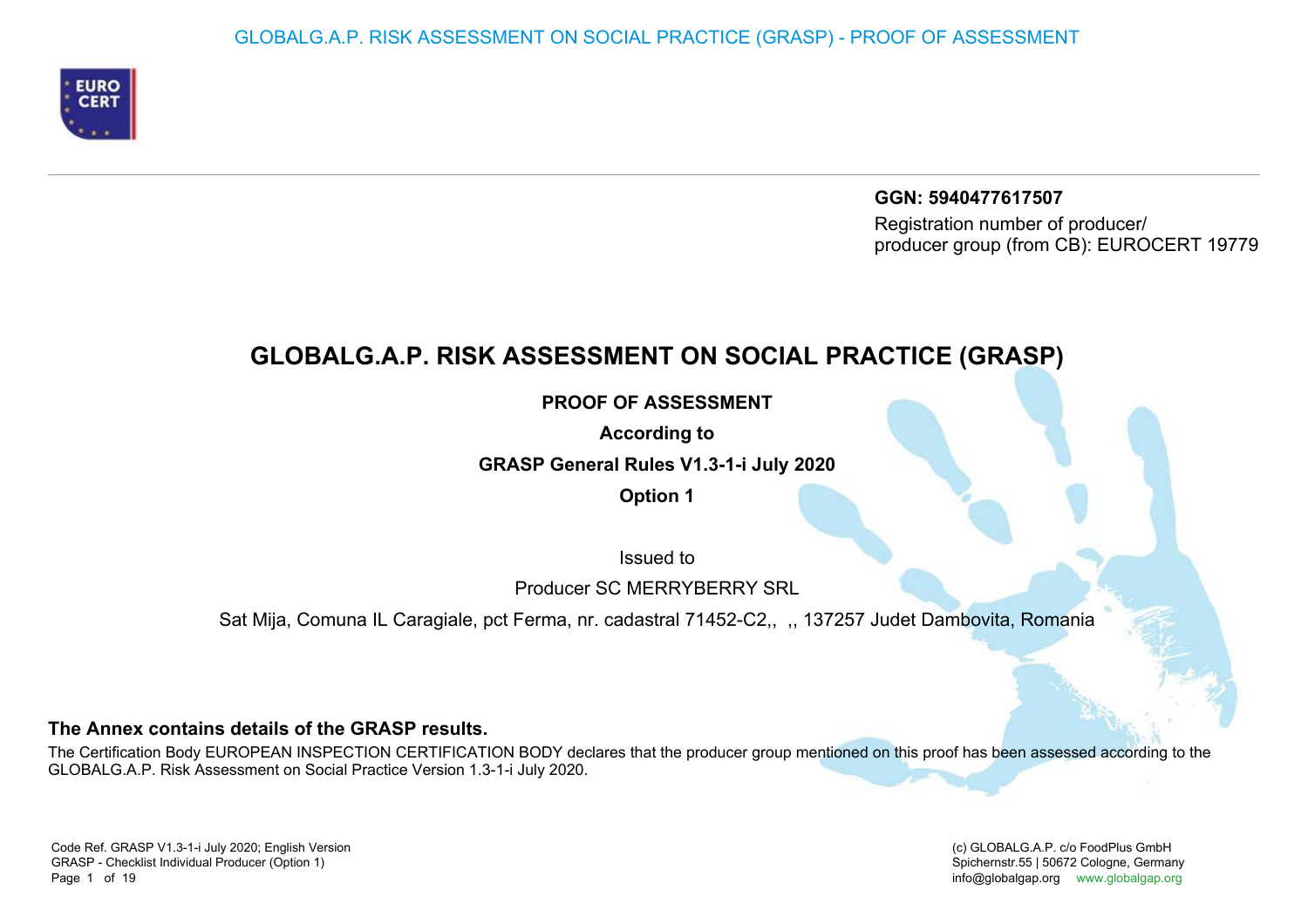**GGN: 5940477617507**

Registration number of producer/ producer group (from CB): EUROCERT 19779

# GLOBALG.A.P. RISK ASSESSMENT ON SOCIAL PRACTICE (GRASP)

**PROOF OF ASSESSMENT**

**According to**

**GRASP General Rules V1.3-1-i July 2020**

**Option 1**

Issued to

Producer SC MERRYBERRY SRL

Sat Mija, Comuna IL Caragiale, pct Ferma, nr. cadastral 71452-C2,, ,, 137257 Judet Dambovita, Romania

**The Annex contains details of the GRASP results.**

The Certification Body EUROPEAN INSPECTION CERTIFICATION BODY declares that the producer group mentioned on this proof has been assessed according to the GLOBALG.A.P. Risk Assessment on Social Practice Version 1.3-1-i July 2020.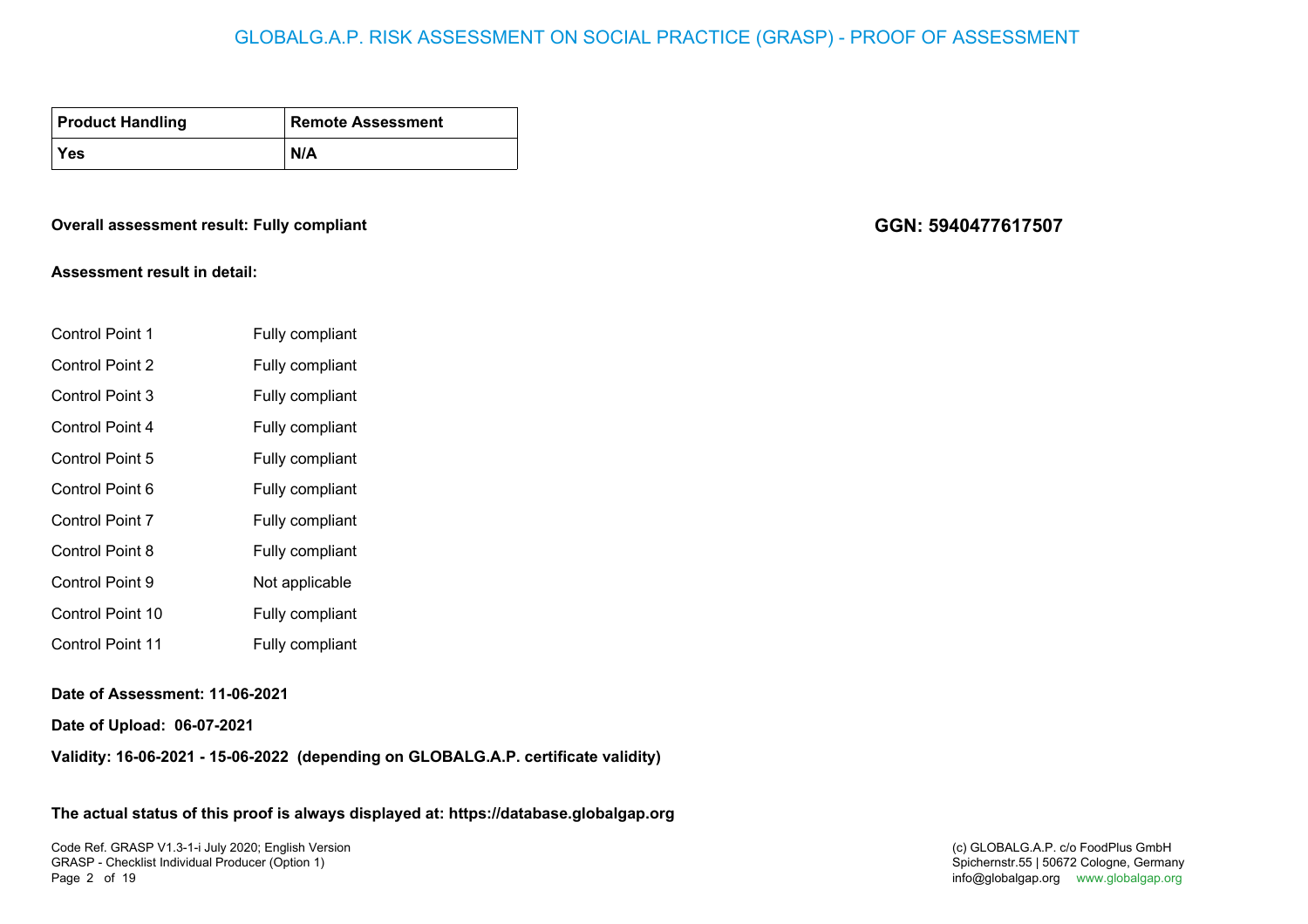# GLOBALG.A.P. RISK ASSESSMENT ON SOCIAL PRACTICE (GRASP) - PROOF OF ASSESSMENT

| Product Handling | Remote Assessment |
| --- | --- |
| Yes | N/A |

**Overall assessment result: Fully compliant**

**GGN: 5940477617507**

**Assessment result in detail:**

| | |
| --- | --- |
| Control Point 1 | Fully compliant |
| Control Point 2 | Fully compliant |
| Control Point 3 | Fully compliant |
| Control Point 4 | Fully compliant |
| Control Point 5 | Fully compliant |
| Control Point 6 | Fully compliant |
| Control Point 7 | Fully compliant |
| Control Point 8 | Fully compliant |
| Control Point 9 | Not applicable |
| Control Point 10 | Fully compliant |
| Control Point 11 | Fully compliant |

**Date of Assessment: 11-06-2021**

**Date of Upload: 06-07-2021**

**Validity: 16-06-2021 - 15-06-2022 (depending on GLOBALG.A.P. certificate validity)**

**The actual status of this proof is always displayed at: https://database.globalgap.org**

Code Ref. GRASP V1.3-1-i July 2020; English Version
GRASP - Checklist Individual Producer (Option 1)

(c) GLOBALG.A.P. c/o FoodPlus GmbH
Spichernstr.55 | 50672 Cologne, Germany
info@globalgap.org www.globalgap.org